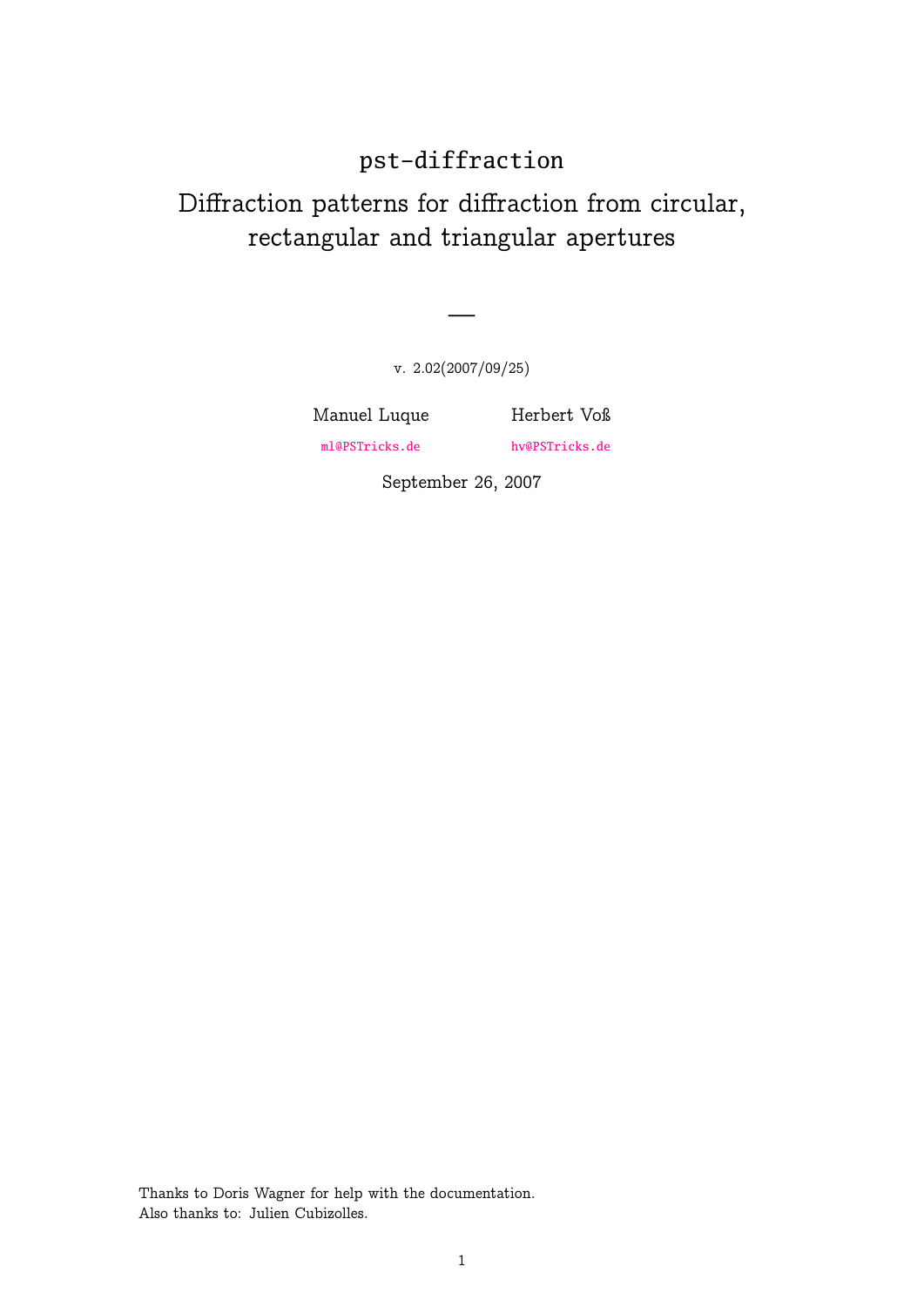# pst-diffraction

## Diffraction patterns for diffraction from circular, rectangular and triangular apertures

—

v. 2.02(2007/09/25)

Manuel Luque

ml@PSTricks.de

Herbert Voß

hv@PSTricks.de

September 26, 2007

Thanks to Doris Wagner for help with the documentation.
Also thanks to: Julien Cubizolles.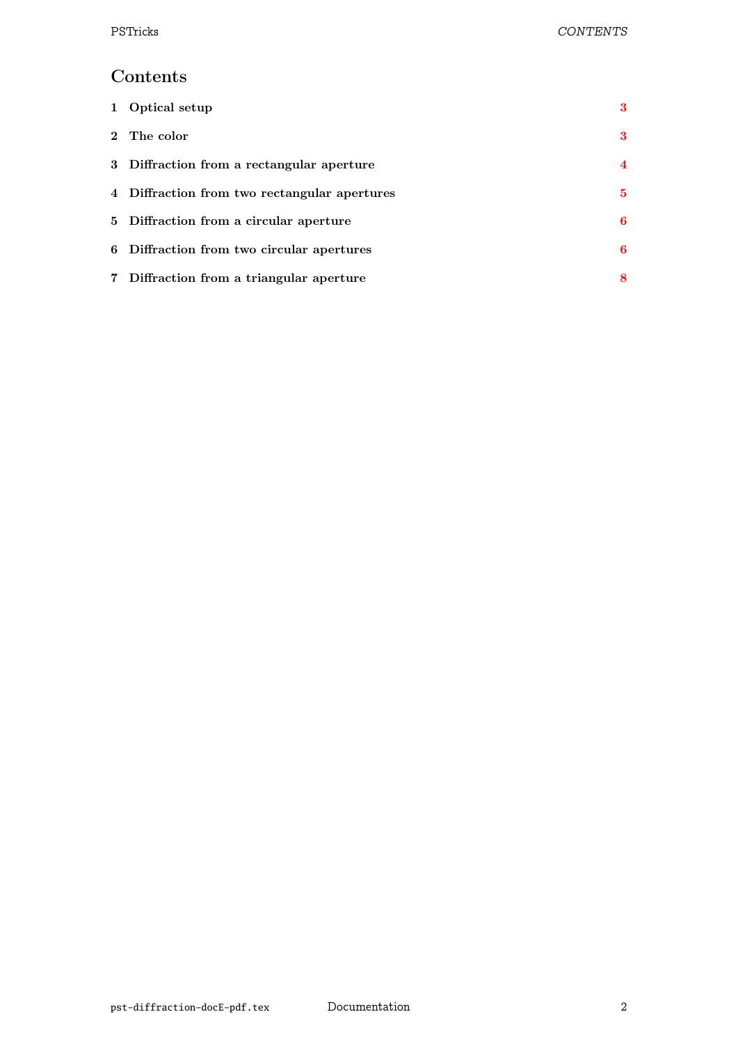# Contents

| | | |
|---|---|---|
| 1 | Optical setup | 3 |
| 2 | The color | 3 |
| 3 | Diffraction from a rectangular aperture | 4 |
| 4 | Diffraction from two rectangular apertures | 5 |
| 5 | Diffraction from a circular aperture | 6 |
| 6 | Diffraction from two circular apertures | 6 |
| 7 | Diffraction from a triangular aperture | 8 |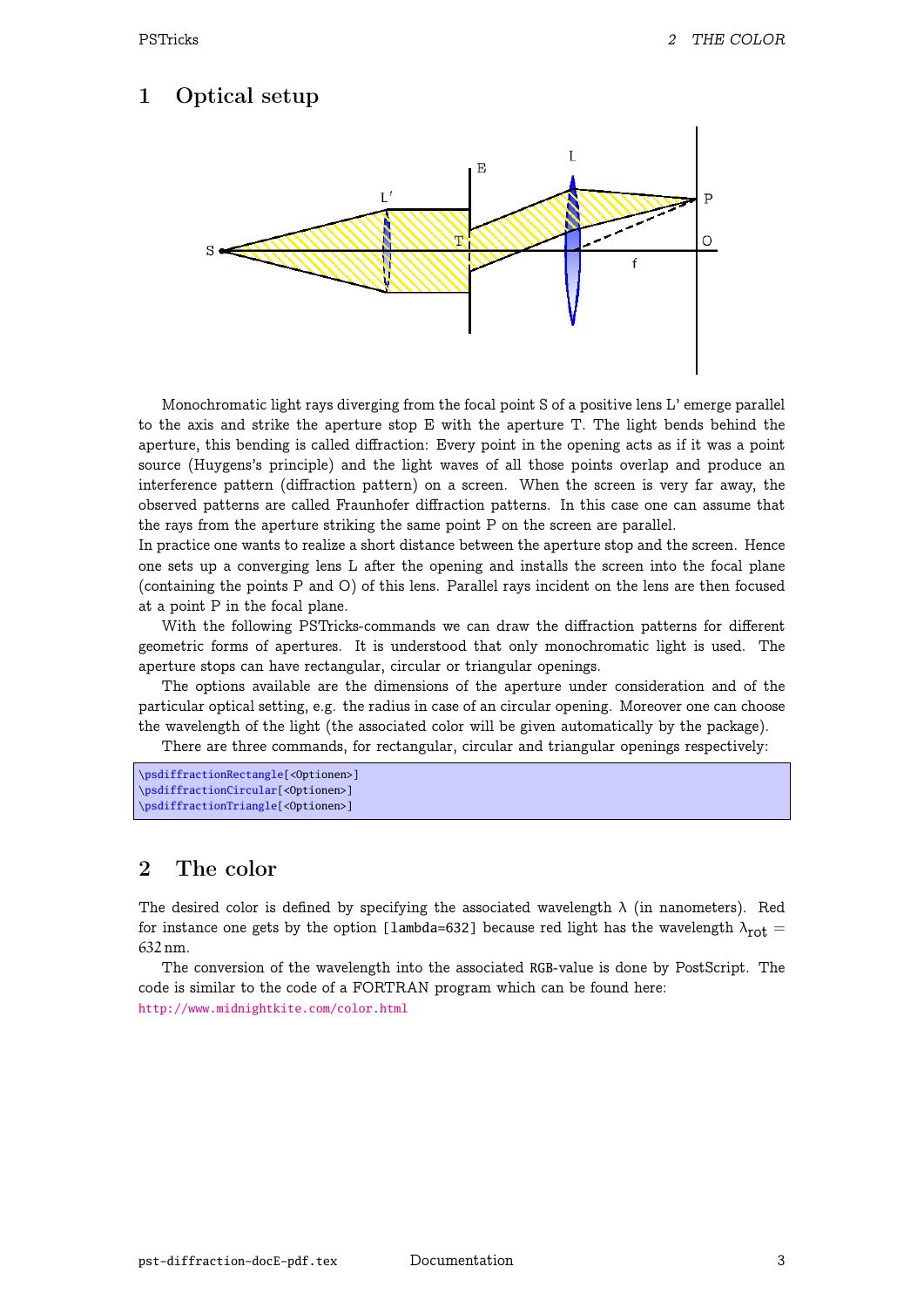# 1 Optical setup

Monochromatic light rays diverging from the focal point S of a positive lens L' emerge parallel to the axis and strike the aperture stop E with the aperture T. The light bends behind the aperture, this bending is called diffraction: Every point in the opening acts as if it was a point source (Huygens's principle) and the light waves of all those points overlap and produce an interference pattern (diffraction pattern) on a screen. When the screen is very far away, the observed patterns are called Fraunhofer diffraction patterns. In this case one can assume that the rays from the aperture striking the same point P on the screen are parallel.

In practice one wants to realize a short distance between the aperture stop and the screen. Hence one sets up a converging lens L after the opening and installs the screen into the focal plane (containing the points P and O) of this lens. Parallel rays incident on the lens are then focused at a point P in the focal plane.

With the following PSTricks-commands we can draw the diffraction patterns for different geometric forms of apertures. It is understood that only monochromatic light is used. The aperture stops can have rectangular, circular or triangular openings.

The options available are the dimensions of the aperture under consideration and of the particular optical setting, e.g. the radius in case of an circular opening. Moreover one can choose the wavelength of the light (the associated color will be given automatically by the package).

There are three commands, for rectangular, circular and triangular openings respectively:

```
\psdiffractionRectangle[<Optionen>]
\psdiffractionCircular[<Optionen>]
\psdiffractionTriangle[<Optionen>]
```

# 2 The color

The desired color is defined by specifying the associated wavelength $\lambda$ (in nanometers). Red for instance one gets by the option `[lambda=632]` because red light has the wavelength $\lambda_{\text{rot}} = 632\,\text{nm}$.

The conversion of the wavelength into the associated RGB-value is done by PostScript. The code is similar to the code of a FORTRAN program which can be found here:
http://www.midnightkite.com/color.html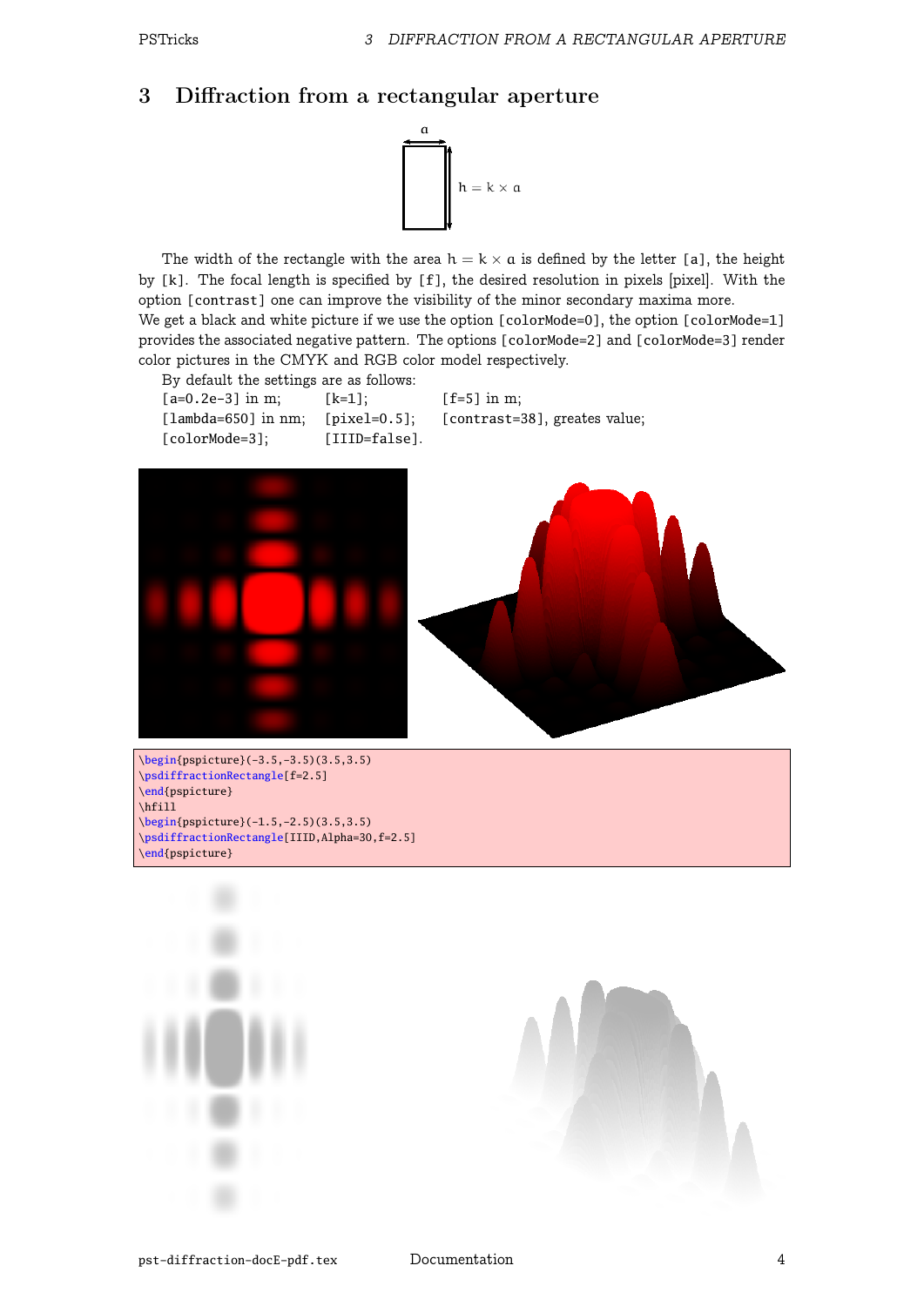## 3 Diffraction from a rectangular aperture

The width of the rectangle with the area $h = k \times a$ is defined by the letter [a], the height by [k]. The focal length is specified by [f], the desired resolution in pixels [pixel]. With the option [contrast] one can improve the visibility of the minor secondary maxima more.
We get a black and white picture if we use the option [colorMode=0], the option [colorMode=1] provides the associated negative pattern. The options [colorMode=2] and [colorMode=3] render color pictures in the CMYK and RGB color model respectively.

By default the settings are as follows:

[a=0.2e-3] in m; [k=1]; [f=5] in m;
[lambda=650] in nm; [pixel=0.5]; [contrast=38], greates value;
[colorMode=3]; [IIID=false].

```
\begin{pspicture}(-3.5,-3.5)(3.5,3.5)
\psdiffractionRectangle[f=2.5]
\end{pspicture}
\hfill
\begin{pspicture}(-1.5,-2.5)(3.5,3.5)
\psdiffractionRectangle[IIID,Alpha=30,f=2.5]
\end{pspicture}
```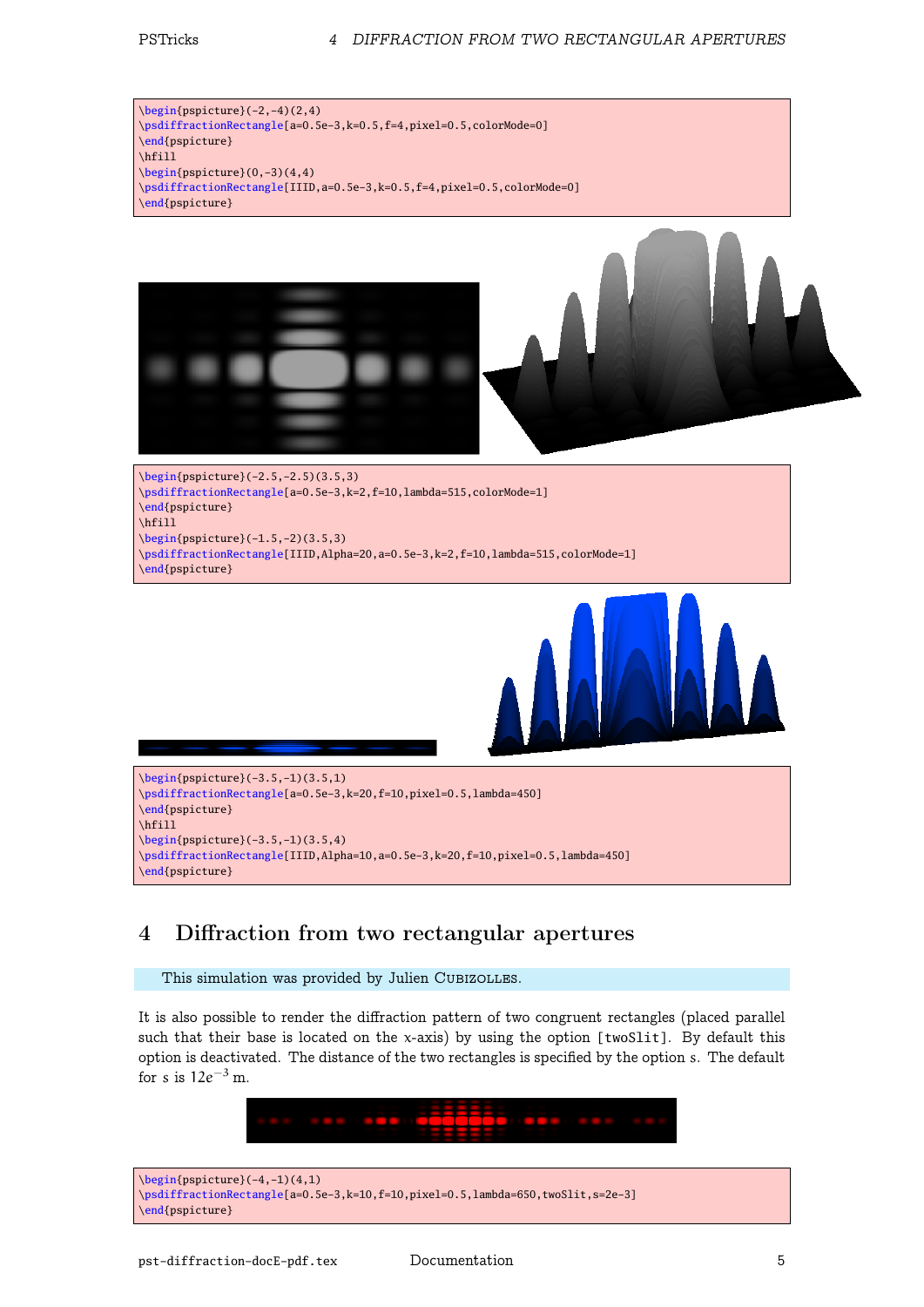```
\begin{pspicture}(-2,-4)(2,4)
\psdiffractionRectangle[a=0.5e-3,k=0.5,f=4,pixel=0.5,colorMode=0]
\end{pspicture}
\hfill
\begin{pspicture}(0,-3)(4,4)
\psdiffractionRectangle[IIID,a=0.5e-3,k=0.5,f=4,pixel=0.5,colorMode=0]
\end{pspicture}
```

```
\begin{pspicture}(-2.5,-2.5)(3.5,3)
\psdiffractionRectangle[a=0.5e-3,k=2,f=10,lambda=515,colorMode=1]
\end{pspicture}
\hfill
\begin{pspicture}(-1.5,-2)(3.5,3)
\psdiffractionRectangle[IIID,Alpha=20,a=0.5e-3,k=2,f=10,lambda=515,colorMode=1]
\end{pspicture}
```

```
\begin{pspicture}(-3.5,-1)(3.5,1)
\psdiffractionRectangle[a=0.5e-3,k=20,f=10,pixel=0.5,lambda=450]
\end{pspicture}
\hfill
\begin{pspicture}(-3.5,-1)(3.5,4)
\psdiffractionRectangle[IIID,Alpha=10,a=0.5e-3,k=20,f=10,pixel=0.5,lambda=450]
\end{pspicture}
```

# 4 Diffraction from two rectangular apertures

This simulation was provided by Julien Cubizolles.

It is also possible to render the diffraction pattern of two congruent rectangles (placed parallel such that their base is located on the x-axis) by using the option [twoSlit]. By default this option is deactivated. The distance of the two rectangles is specified by the option s. The default for s is $12e^{-3}$ m.

```
\begin{pspicture}(-4,-1)(4,1)
\psdiffractionRectangle[a=0.5e-3,k=10,f=10,pixel=0.5,lambda=650,twoSlit,s=2e-3]
\end{pspicture}
```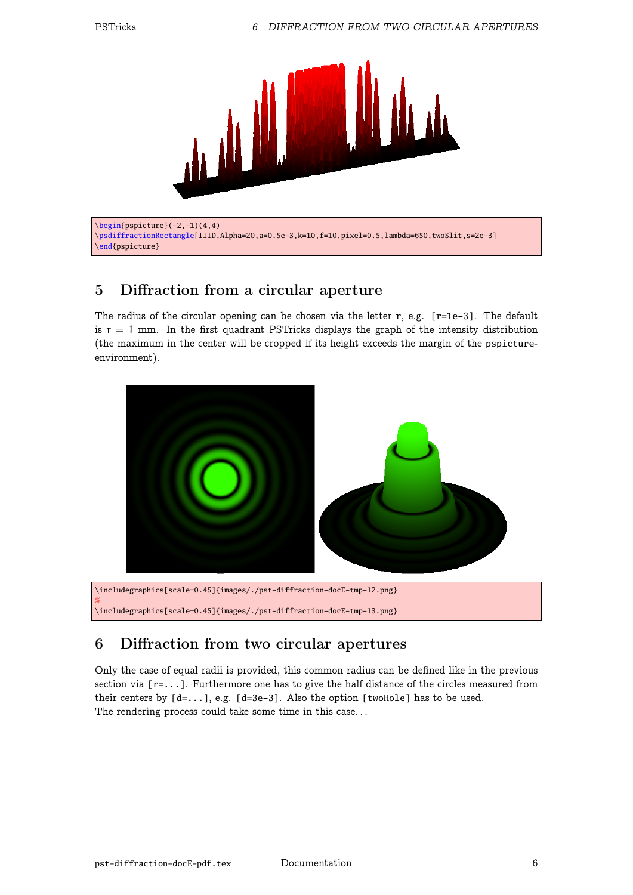```
\begin{pspicture}(-2,-1)(4,4)
\psdiffractionRectangle[IIID,Alpha=20,a=0.5e-3,k=10,f=10,pixel=0.5,lambda=650,twoSlit,s=2e-3]
\end{pspicture}
```

## 5 Diffraction from a circular aperture

The radius of the circular opening can be chosen via the letter `r`, e.g. `[r=1e-3]`. The default is r = 1 mm. In the first quadrant PSTricks displays the graph of the intensity distribution (the maximum in the center will be cropped if its height exceeds the margin of the `pspicture`-environment).

```
\includegraphics[scale=0.45]{images/./pst-diffraction-docE-tmp-12.png}
%
\includegraphics[scale=0.45]{images/./pst-diffraction-docE-tmp-13.png}
```

## 6 Diffraction from two circular apertures

Only the case of equal radii is provided, this common radius can be defined like in the previous section via `[r=...]`. Furthermore one has to give the half distance of the circles measured from their centers by `[d=...]`, e.g. `[d=3e-3]`. Also the option `[twoHole]` has to be used.
The rendering process could take some time in this case...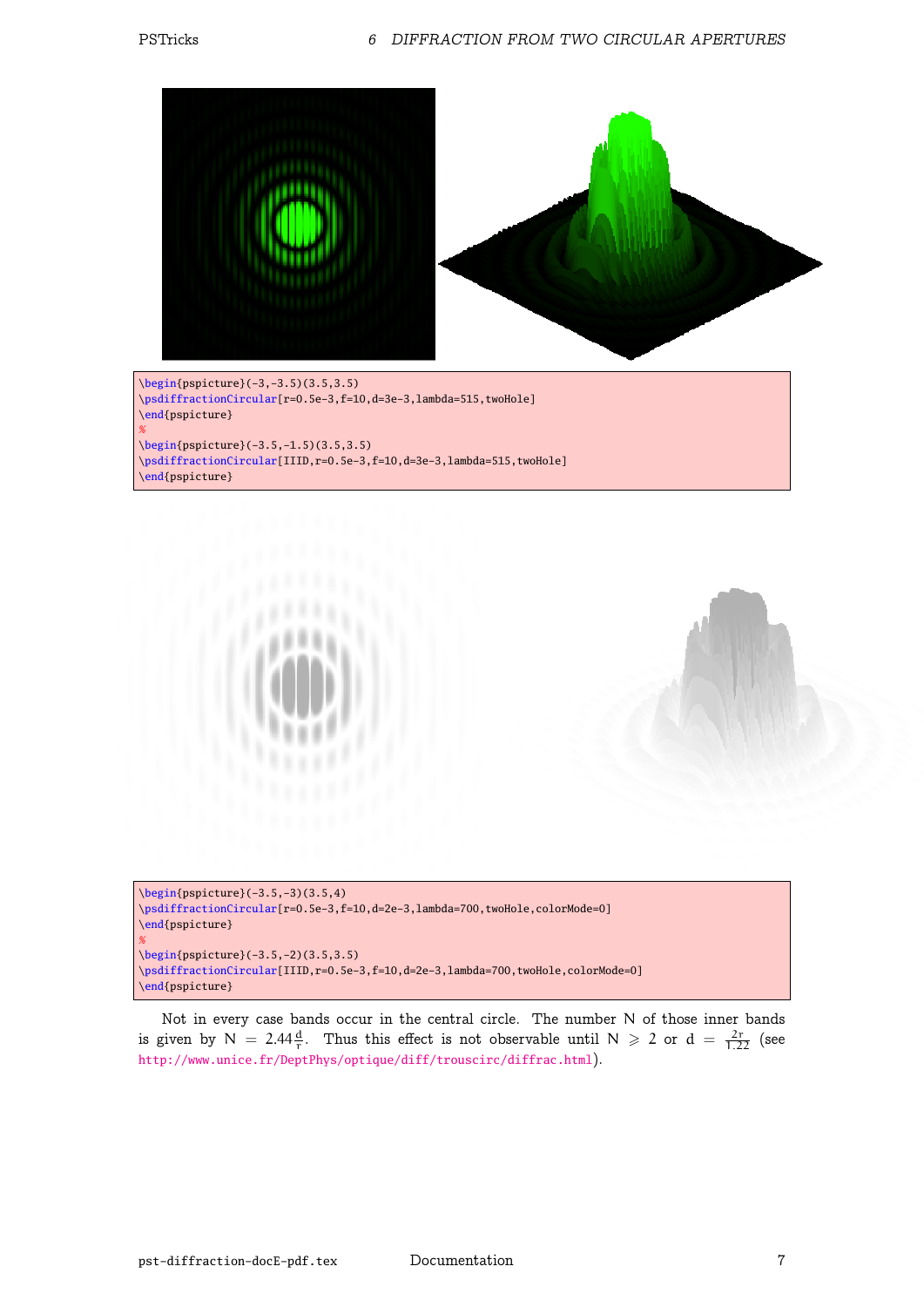```
\begin{pspicture}(-3,-3.5)(3.5,3.5)
\psdiffractionCircular[r=0.5e-3,f=10,d=3e-3,lambda=515,twoHole]
\end{pspicture}
%
\begin{pspicture}(-3.5,-1.5)(3.5,3.5)
\psdiffractionCircular[IIID,r=0.5e-3,f=10,d=3e-3,lambda=515,twoHole]
\end{pspicture}
```

```
\begin{pspicture}(-3.5,-3)(3.5,4)
\psdiffractionCircular[r=0.5e-3,f=10,d=2e-3,lambda=700,twoHole,colorMode=0]
\end{pspicture}
%
\begin{pspicture}(-3.5,-2)(3.5,3.5)
\psdiffractionCircular[IIID,r=0.5e-3,f=10,d=2e-3,lambda=700,twoHole,colorMode=0]
\end{pspicture}
```

Not in every case bands occur in the central circle. The number N of those inner bands is given by $N = 2.44\frac{d}{r}$. Thus this effect is not observable until $N \geqslant 2$ or $d = \frac{2r}{1.22}$ (see http://www.unice.fr/DeptPhys/optique/diff/trouscirc/diffrac.html).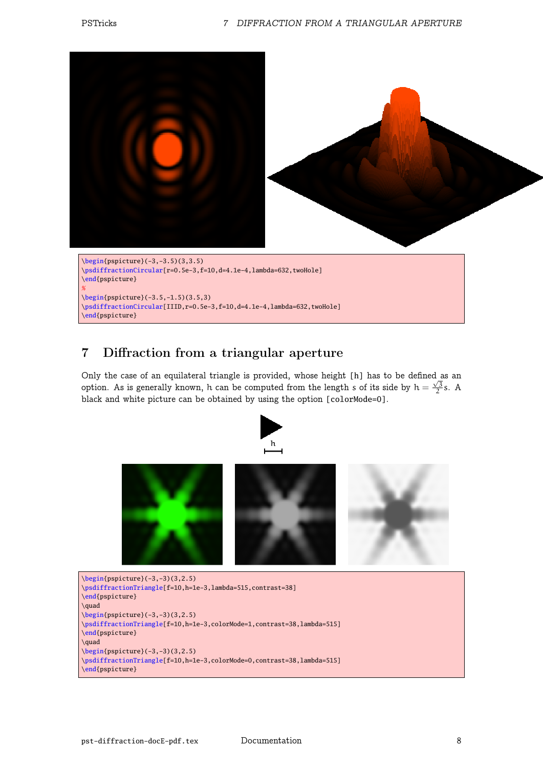```
\begin{pspicture}(-3,-3.5)(3,3.5)
\psdiffractionCircular[r=0.5e-3,f=10,d=4.1e-4,lambda=632,twoHole]
\end{pspicture}
%
\begin{pspicture}(-3.5,-1.5)(3.5,3)
\psdiffractionCircular[IIID,r=0.5e-3,f=10,d=4.1e-4,lambda=632,twoHole]
\end{pspicture}
```

## 7 Diffraction from a triangular aperture

Only the case of an equilateral triangle is provided, whose height [h] has to be defined as an option. As is generally known, h can be computed from the length s of its side by $h = \frac{\sqrt{3}}{2}s$. A black and white picture can be obtained by using the option [colorMode=0].

```
\begin{pspicture}(-3,-3)(3,2.5)
\psdiffractionTriangle[f=10,h=1e-3,lambda=515,contrast=38]
\end{pspicture}
\quad
\begin{pspicture}(-3,-3)(3,2.5)
\psdiffractionTriangle[f=10,h=1e-3,colorMode=1,contrast=38,lambda=515]
\end{pspicture}
\quad
\begin{pspicture}(-3,-3)(3,2.5)
\psdiffractionTriangle[f=10,h=1e-3,colorMode=0,contrast=38,lambda=515]
\end{pspicture}
```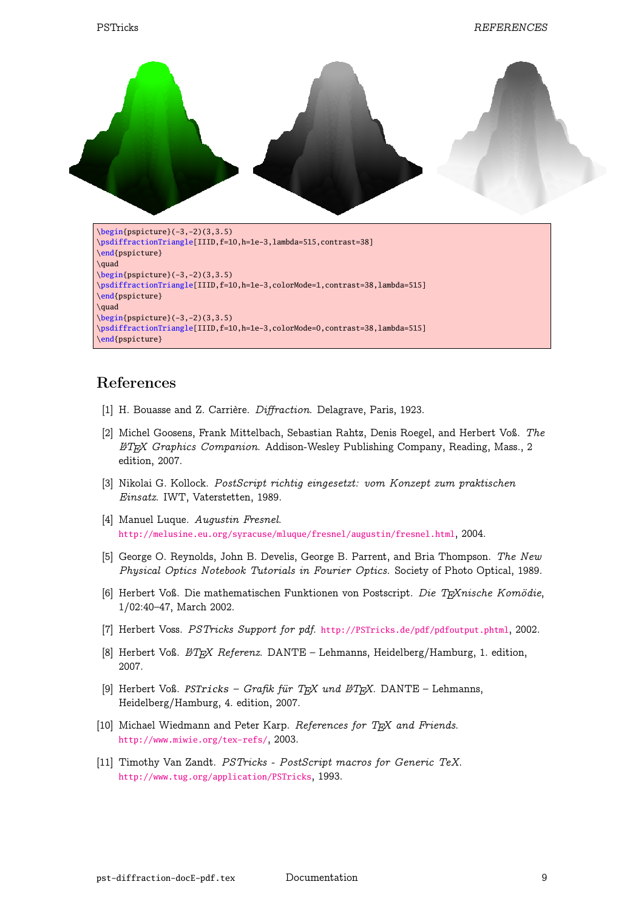```
\begin{pspicture}(-3,-2)(3,3.5)
\psdiffractionTriangle[IIID,f=10,h=1e-3,lambda=515,contrast=38]
\end{pspicture}
\quad
\begin{pspicture}(-3,-2)(3,3.5)
\psdiffractionTriangle[IIID,f=10,h=1e-3,colorMode=1,contrast=38,lambda=515]
\end{pspicture}
\quad
\begin{pspicture}(-3,-2)(3,3.5)
\psdiffractionTriangle[IIID,f=10,h=1e-3,colorMode=0,contrast=38,lambda=515]
\end{pspicture}
```

# References

[1] H. Bouasse and Z. Carrière. *Diffraction.* Delagrave, Paris, 1923.

[2] Michel Goosens, Frank Mittelbach, Sebastian Rahtz, Denis Roegel, and Herbert Voß. *The LaTeX Graphics Companion.* Addison-Wesley Publishing Company, Reading, Mass., 2 edition, 2007.

[3] Nikolai G. Kollock. *PostScript richtig eingesetzt: vom Konzept zum praktischen Einsatz.* IWT, Vaterstetten, 1989.

[4] Manuel Luque. *Augustin Fresnel.* http://melusine.eu.org/syracuse/mluque/fresnel/augustin/fresnel.html, 2004.

[5] George O. Reynolds, John B. Develis, George B. Parrent, and Bria Thompson. *The New Physical Optics Notebook Tutorials in Fourier Optics.* Society of Photo Optical, 1989.

[6] Herbert Voß. Die mathematischen Funktionen von Postscript. *Die TeXnische Komödie*, 1/02:40–47, March 2002.

[7] Herbert Voss. *PSTricks Support for pdf.* http://PSTricks.de/pdf/pdfoutput.phtml, 2002.

[8] Herbert Voß. *LaTeX Referenz.* DANTE – Lehmanns, Heidelberg/Hamburg, 1. edition, 2007.

[9] Herbert Voß. *PSTricks – Grafik für TeX und LaTeX.* DANTE – Lehmanns, Heidelberg/Hamburg, 4. edition, 2007.

[10] Michael Wiedmann and Peter Karp. *References for TeX and Friends.* http://www.miwie.org/tex-refs/, 2003.

[11] Timothy Van Zandt. *PSTricks - PostScript macros for Generic TeX.* http://www.tug.org/application/PSTricks, 1993.